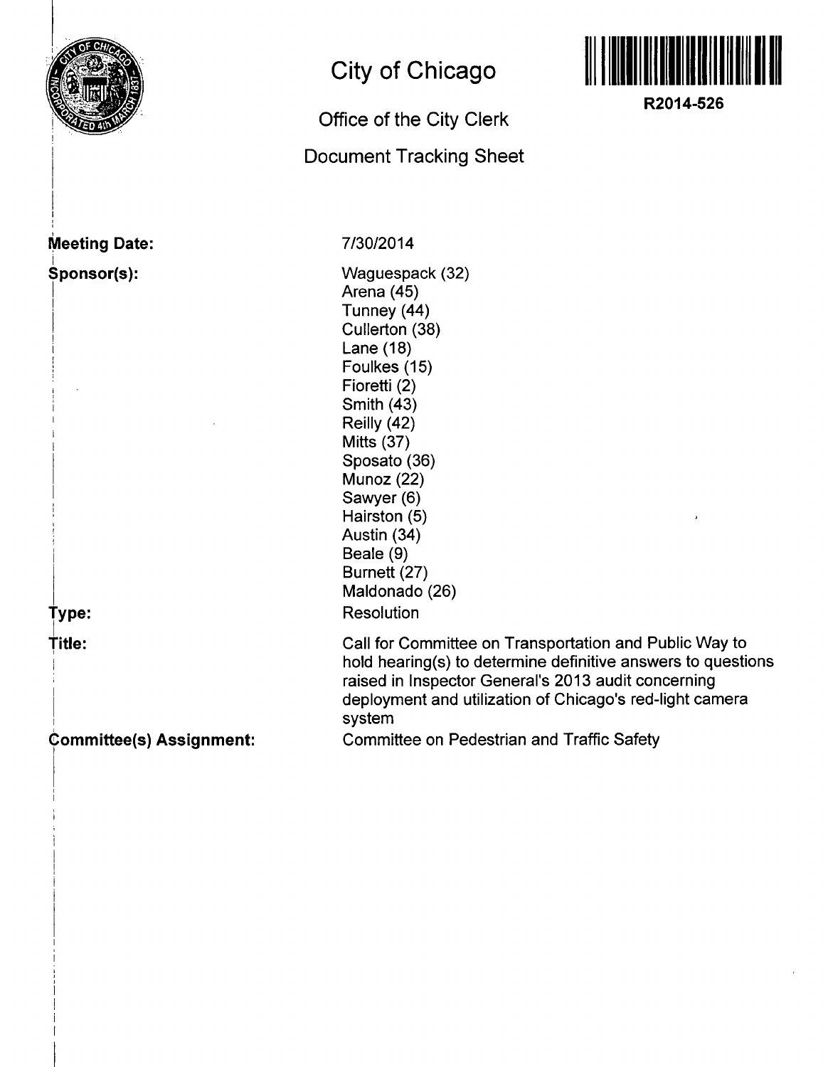# City of Chicago

## Office of the City Clerk

## Document Tracking Sheet

**R2014-526**

**Meeting Date:** 7/30/2014

**Sponsor(s):**
Waguespack (32)
Arena (45)
Tunney (44)
Cullerton (38)
Lane (18)
Foulkes (15)
Fioretti (2)
Smith (43)
Reilly (42)
Mitts (37)
Sposato (36)
Munoz (22)
Sawyer (6)
Hairston (5)
Austin (34)
Beale (9)
Burnett (27)
Maldonado (26)

**Type:** Resolution

**Title:** Call for Committee on Transportation and Public Way to hold hearing(s) to determine definitive answers to questions raised in Inspector General's 2013 audit concerning deployment and utilization of Chicago's red-light camera system

**Committee(s) Assignment:** Committee on Pedestrian and Traffic Safety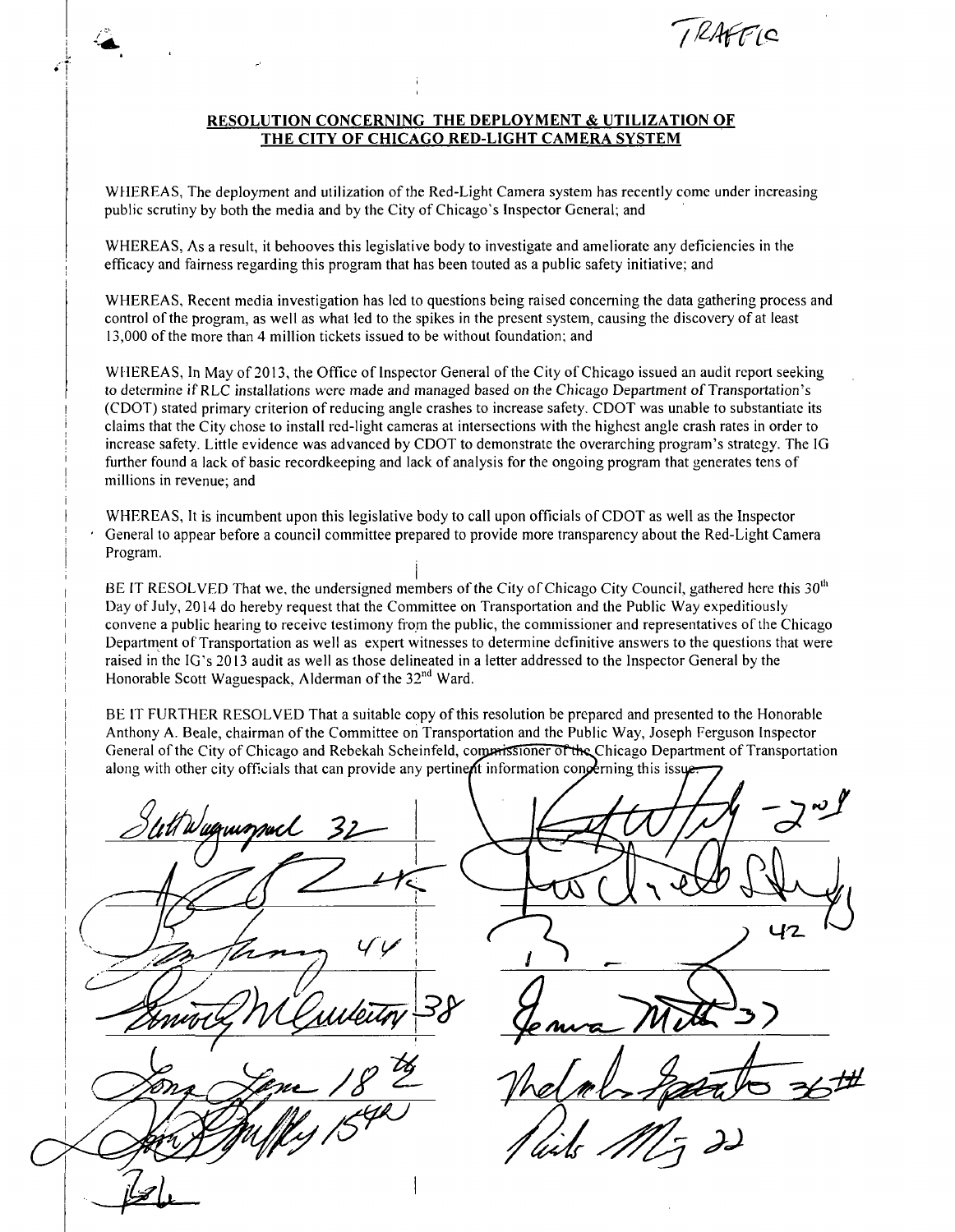TRAFFIC

## RESOLUTION CONCERNING THE DEPLOYMENT & UTILIZATION OF THE CITY OF CHICAGO RED-LIGHT CAMERA SYSTEM

WHEREAS, The deployment and utilization of the Red-Light Camera system has recently come under increasing public scrutiny by both the media and by the City of Chicago's Inspector General; and

WHEREAS, As a result, it behooves this legislative body to investigate and ameliorate any deficiencies in the efficacy and fairness regarding this program that has been touted as a public safety initiative; and

WHEREAS, Recent media investigation has led to questions being raised concerning the data gathering process and control of the program, as well as what led to the spikes in the present system, causing the discovery of at least 13,000 of the more than 4 million tickets issued to be without foundation; and

WHEREAS, In May of 2013, the Office of Inspector General of the City of Chicago issued an audit report seeking to determine if RLC installations were made and managed based on the Chicago Department of Transportation's (CDOT) stated primary criterion of reducing angle crashes to increase safety. CDOT was unable to substantiate its claims that the City chose to install red-light cameras at intersections with the highest angle crash rates in order to increase safety. Little evidence was advanced by CDOT to demonstrate the overarching program's strategy. The IG further found a lack of basic recordkeeping and lack of analysis for the ongoing program that generates tens of millions in revenue; and

WHEREAS, It is incumbent upon this legislative body to call upon officials of CDOT as well as the Inspector General to appear before a council committee prepared to provide more transparency about the Red-Light Camera Program.

BE IT RESOLVED That we, the undersigned members of the City of Chicago City Council, gathered here this 30th Day of July, 2014 do hereby request that the Committee on Transportation and the Public Way expeditiously convene a public hearing to receive testimony from the public, the commissioner and representatives of the Chicago Department of Transportation as well as expert witnesses to determine definitive answers to the questions that were raised in the IG's 2013 audit as well as those delineated in a letter addressed to the Inspector General by the Honorable Scott Waguespack, Alderman of the 32nd Ward.

BE IT FURTHER RESOLVED That a suitable copy of this resolution be prepared and presented to the Honorable Anthony A. Beale, chairman of the Committee on Transportation and the Public Way, Joseph Ferguson Inspector General of the City of Chicago and Rebekah Scheinfeld, commissioner of the Chicago Department of Transportation along with other city officials that can provide any pertinent information concerning this issue.

| | |
|---|---|
| Scott Waguespack 32 | 29 |
| 45 | 42 |
| 44 | |
| 38 | 37 |
| 18 | 36th |
| 15th | 22 |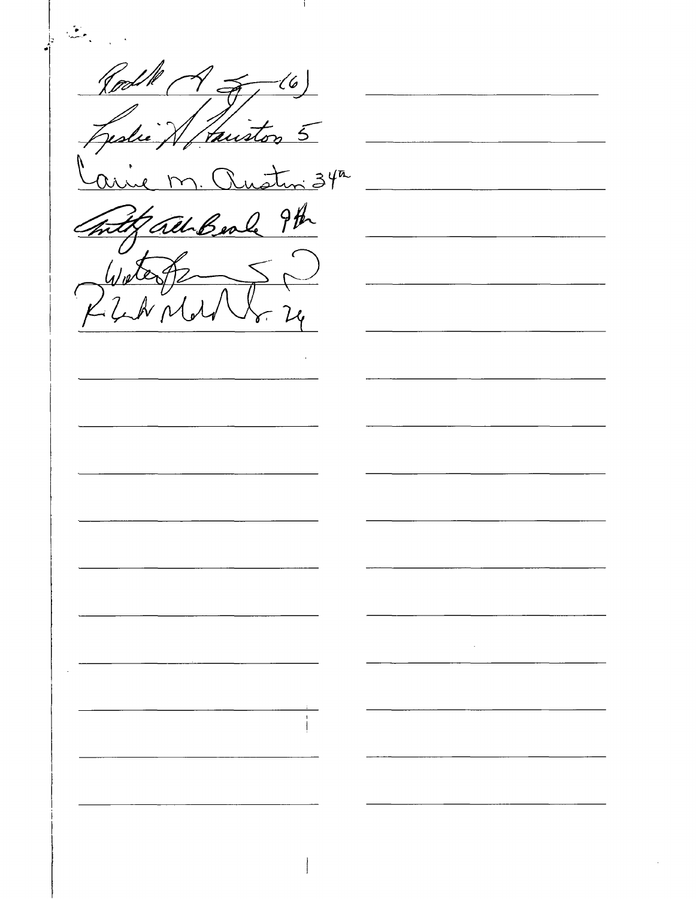Rodd A ___ (6)

Leslie A. Houston 5

Carrie M. Austin 34th

Betty Ald. Beale 9th

Walter ___ ?

Richard Mell ___ 24